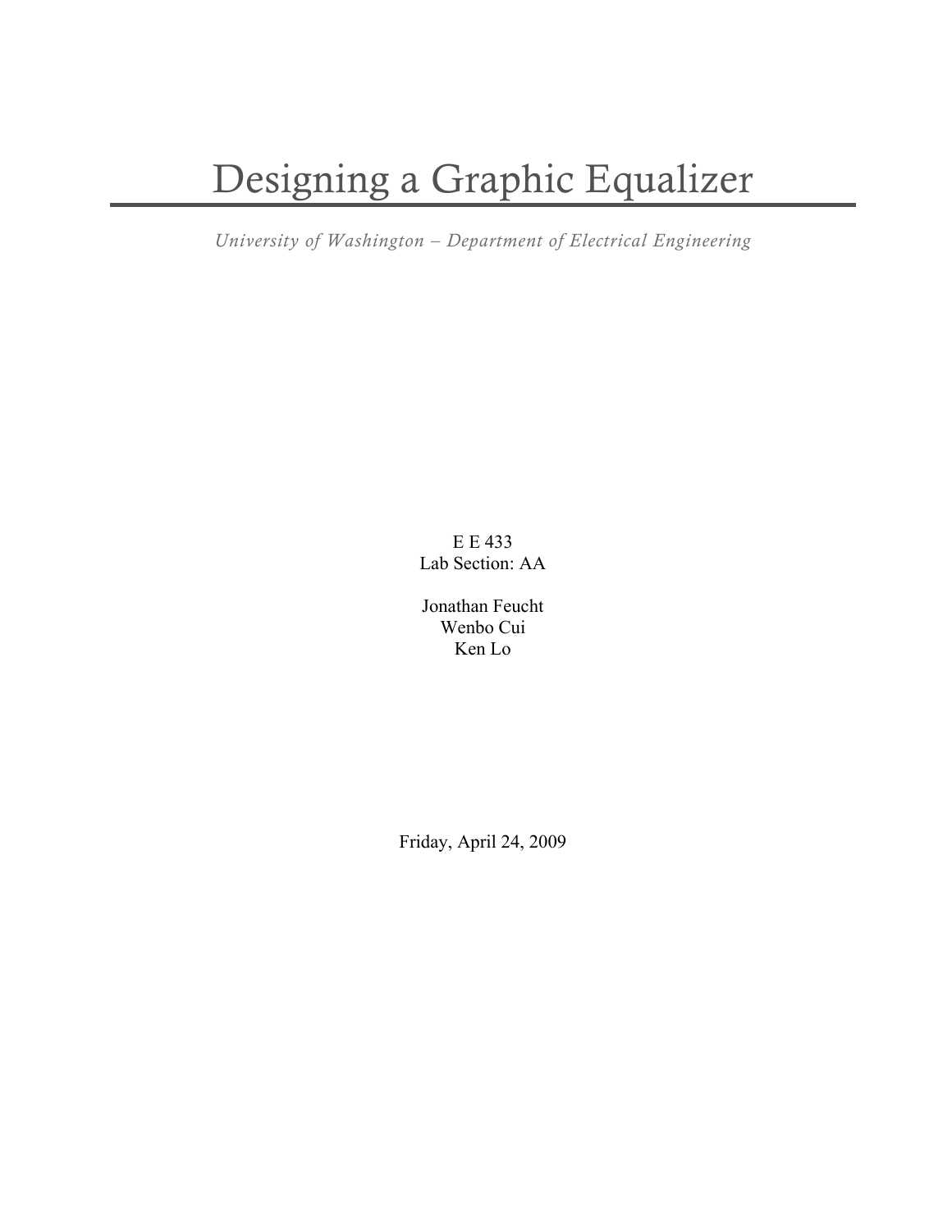# Designing a Graphic Equalizer

*University of Washington – Department of Electrical Engineering*

E E 433
Lab Section: AA

Jonathan Feucht
Wenbo Cui
Ken Lo

Friday, April 24, 2009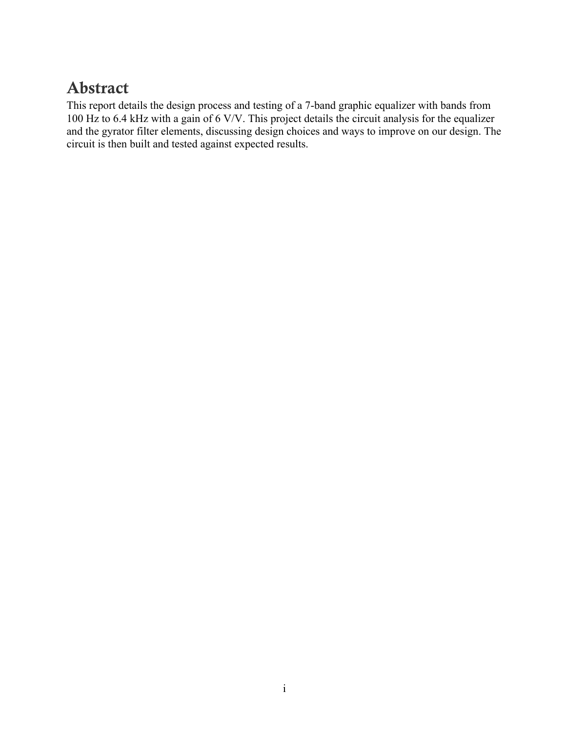# Abstract

This report details the design process and testing of a 7-band graphic equalizer with bands from 100 Hz to 6.4 kHz with a gain of 6 V/V. This project details the circuit analysis for the equalizer and the gyrator filter elements, discussing design choices and ways to improve on our design. The circuit is then built and tested against expected results.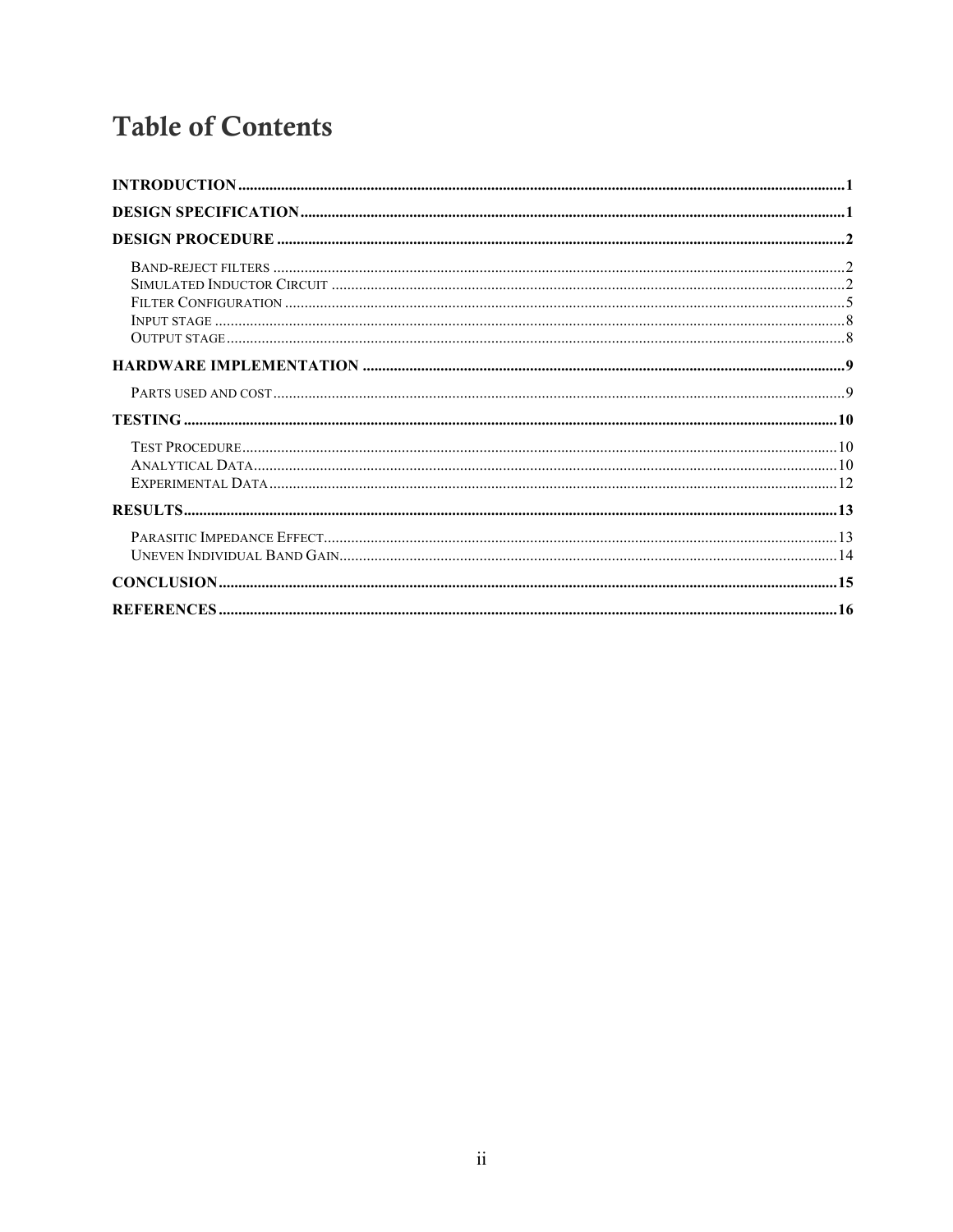# Table of Contents

**INTRODUCTION** ..... 1

**DESIGN SPECIFICATION** ..... 1

**DESIGN PROCEDURE** ..... 2

- BAND-REJECT FILTERS ..... 2
- SIMULATED INDUCTOR CIRCUIT ..... 2
- FILTER CONFIGURATION ..... 5
- INPUT STAGE ..... 8
- OUTPUT STAGE ..... 8

**HARDWARE IMPLEMENTATION** ..... 9

- PARTS USED AND COST ..... 9

**TESTING** ..... 10

- TEST PROCEDURE ..... 10
- ANALYTICAL DATA ..... 10
- EXPERIMENTAL DATA ..... 12

**RESULTS** ..... 13

- PARASITIC IMPEDANCE EFFECT ..... 13
- UNEVEN INDIVIDUAL BAND GAIN ..... 14

**CONCLUSION** ..... 15

**REFERENCES** ..... 16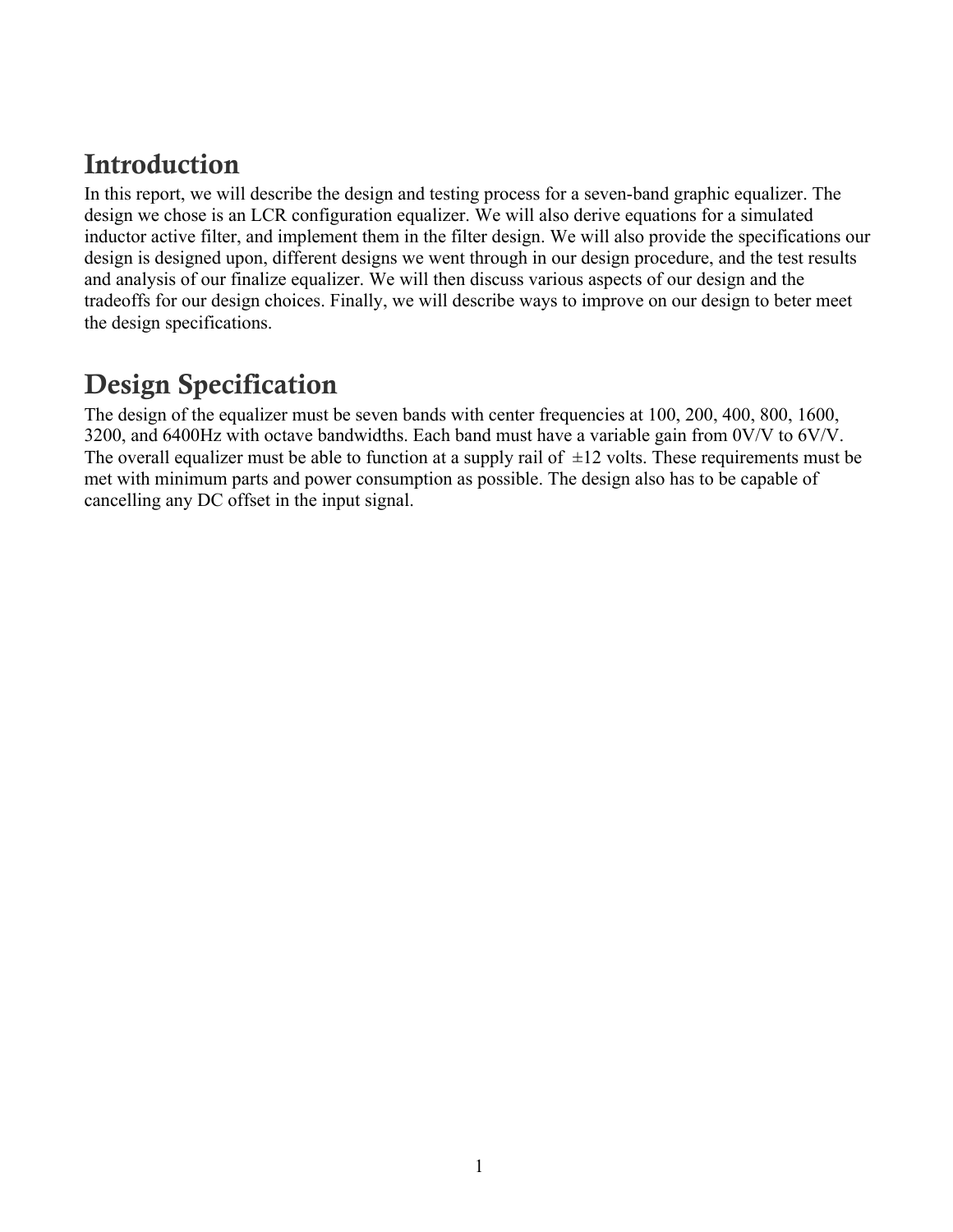## Introduction

In this report, we will describe the design and testing process for a seven-band graphic equalizer. The design we chose is an LCR configuration equalizer. We will also derive equations for a simulated inductor active filter, and implement them in the filter design. We will also provide the specifications our design is designed upon, different designs we went through in our design procedure, and the test results and analysis of our finalize equalizer. We will then discuss various aspects of our design and the tradeoffs for our design choices. Finally, we will describe ways to improve on our design to beter meet the design specifications.

## Design Specification

The design of the equalizer must be seven bands with center frequencies at 100, 200, 400, 800, 1600, 3200, and 6400Hz with octave bandwidths. Each band must have a variable gain from 0V/V to 6V/V. The overall equalizer must be able to function at a supply rail of $\pm 12$ volts. These requirements must be met with minimum parts and power consumption as possible. The design also has to be capable of cancelling any DC offset in the input signal.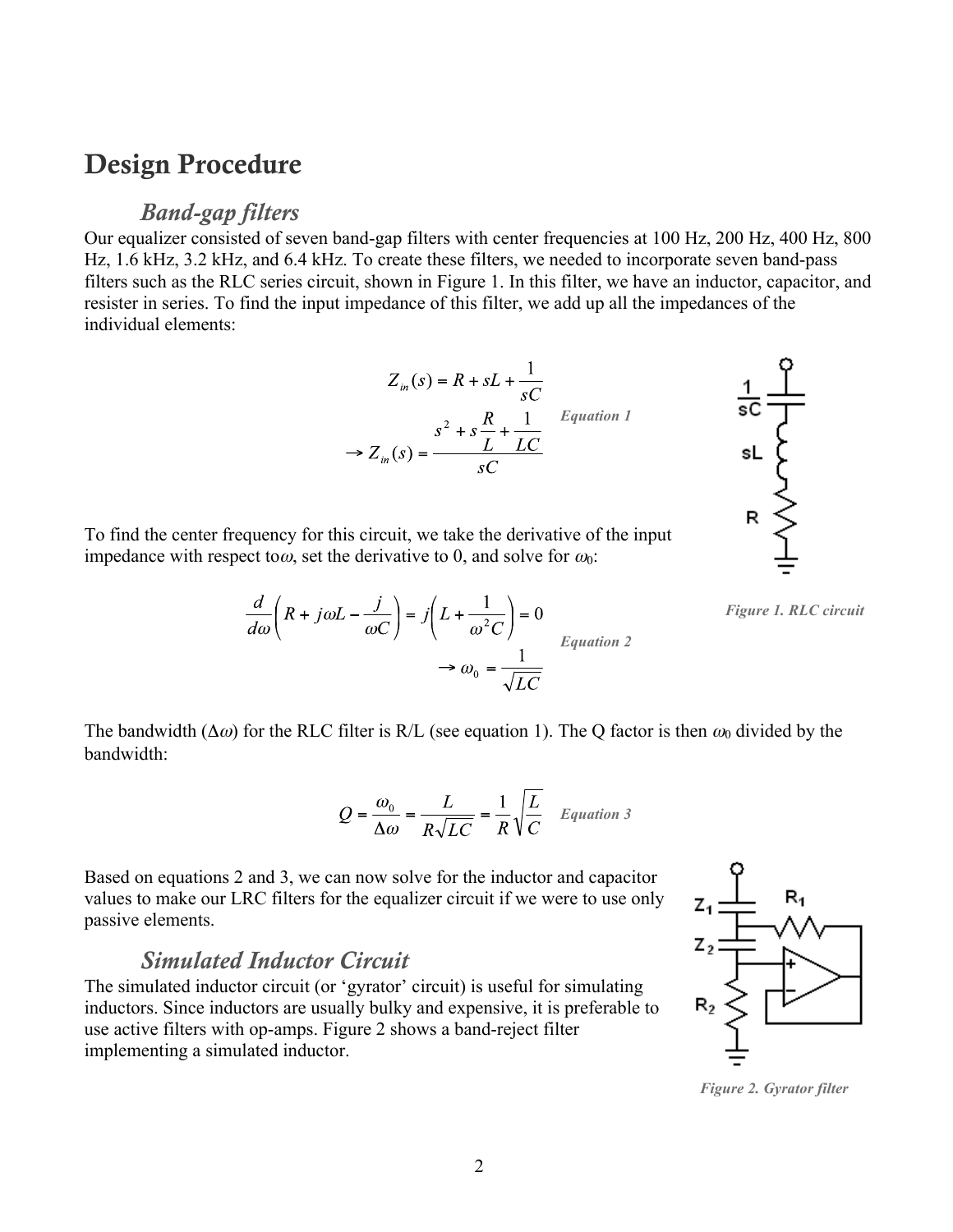# Design Procedure

## *Band-gap filters*

Our equalizer consisted of seven band-gap filters with center frequencies at 100 Hz, 200 Hz, 400 Hz, 800 Hz, 1.6 kHz, 3.2 kHz, and 6.4 kHz. To create these filters, we needed to incorporate seven band-pass filters such as the RLC series circuit, shown in Figure 1. In this filter, we have an inductor, capacitor, and resister in series. To find the input impedance of this filter, we add up all the impedances of the individual elements:

$$Z_{in}(s) = R + sL + \frac{1}{sC}$$
$$\rightarrow Z_{in}(s) = \frac{s^2 + s\frac{R}{L} + \frac{1}{LC}}{sC} \quad \textit{Equation 1}$$

*Figure 1. RLC circuit*

To find the center frequency for this circuit, we take the derivative of the input impedance with respect to $\omega$, set the derivative to 0, and solve for $\omega_0$:

$$\frac{d}{d\omega}\left(R + j\omega L - \frac{j}{\omega C}\right) = j\left(L + \frac{1}{\omega^2 C}\right) = 0$$
$$\rightarrow \omega_0 = \frac{1}{\sqrt{LC}} \quad \textit{Equation 2}$$

The bandwidth ($\Delta\omega$) for the RLC filter is R/L (see equation 1). The Q factor is then $\omega_0$ divided by the bandwidth:

$$Q = \frac{\omega_0}{\Delta\omega} = \frac{L}{R\sqrt{LC}} = \frac{1}{R}\sqrt{\frac{L}{C}} \quad \textit{Equation 3}$$

Based on equations 2 and 3, we can now solve for the inductor and capacitor values to make our LRC filters for the equalizer circuit if we were to use only passive elements.

## *Simulated Inductor Circuit*

The simulated inductor circuit (or 'gyrator' circuit) is useful for simulating inductors. Since inductors are usually bulky and expensive, it is preferable to use active filters with op-amps. Figure 2 shows a band-reject filter implementing a simulated inductor.

*Figure 2. Gyrator filter*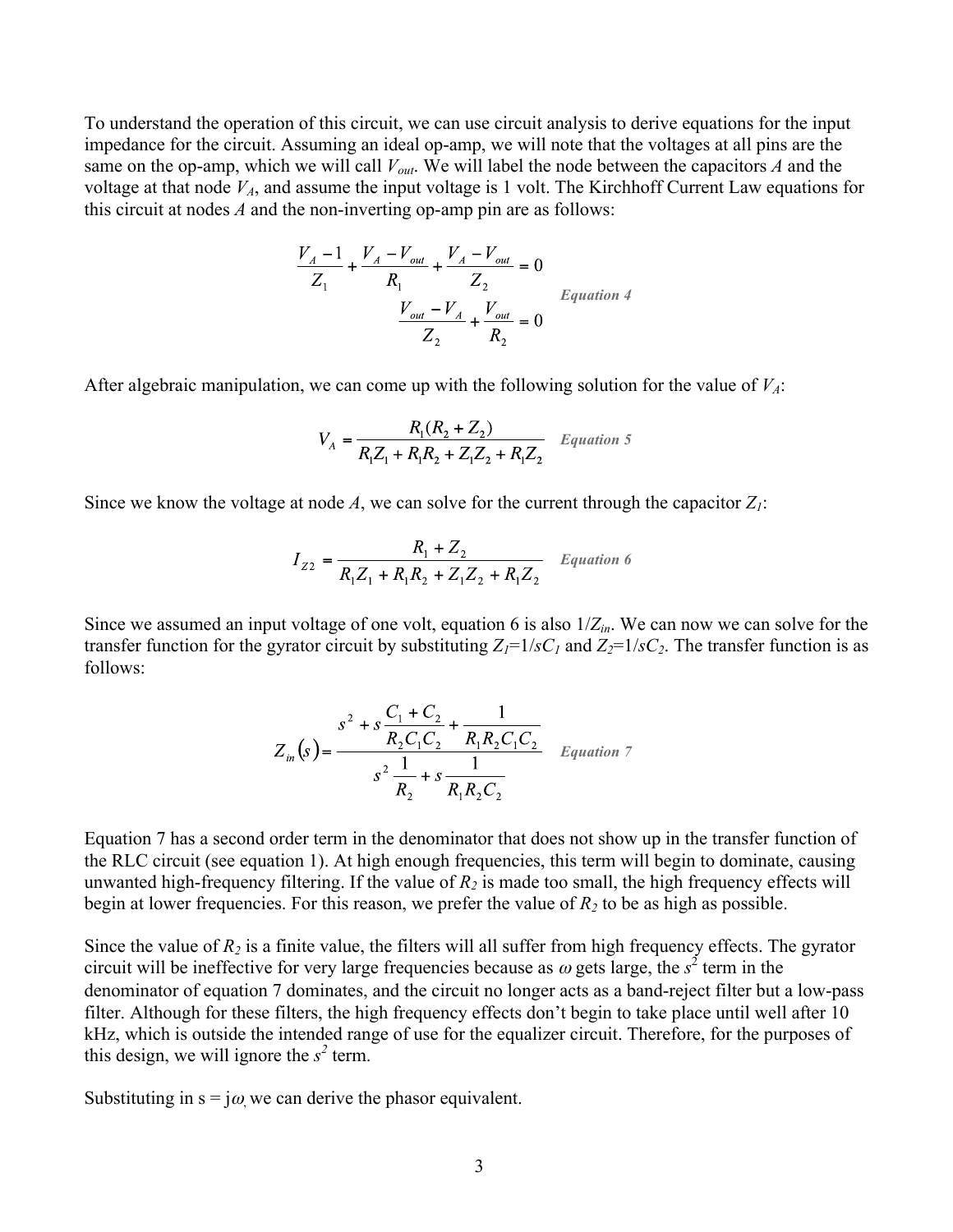To understand the operation of this circuit, we can use circuit analysis to derive equations for the input impedance for the circuit. Assuming an ideal op-amp, we will note that the voltages at all pins are the same on the op-amp, which we will call $V_{out}$. We will label the node between the capacitors *A* and the voltage at that node $V_A$, and assume the input voltage is 1 volt. The Kirchhoff Current Law equations for this circuit at nodes *A* and the non-inverting op-amp pin are as follows:

$$\frac{V_A - 1}{Z_1} + \frac{V_A - V_{out}}{R_1} + \frac{V_A - V_{out}}{Z_2} = 0$$
$$\frac{V_{out} - V_A}{Z_2} + \frac{V_{out}}{R_2} = 0 \qquad \textit{Equation 4}$$

After algebraic manipulation, we can come up with the following solution for the value of $V_A$:

$$V_A = \frac{R_1(R_2 + Z_2)}{R_1 Z_1 + R_1 R_2 + Z_1 Z_2 + R_1 Z_2} \qquad \textit{Equation 5}$$

Since we know the voltage at node *A*, we can solve for the current through the capacitor $Z_1$:

$$I_{Z2} = \frac{R_1 + Z_2}{R_1 Z_1 + R_1 R_2 + Z_1 Z_2 + R_1 Z_2} \qquad \textit{Equation 6}$$

Since we assumed an input voltage of one volt, equation 6 is also $1/Z_{in}$. We can now we can solve for the transfer function for the gyrator circuit by substituting $Z_1 = 1/sC_1$ and $Z_2 = 1/sC_2$. The transfer function is as follows:

$$Z_{in}(s) = \frac{s^2 + s\dfrac{C_1 + C_2}{R_2 C_1 C_2} + \dfrac{1}{R_1 R_2 C_1 C_2}}{s^2 \dfrac{1}{R_2} + s\dfrac{1}{R_1 R_2 C_2}} \qquad \textit{Equation 7}$$

Equation 7 has a second order term in the denominator that does not show up in the transfer function of the RLC circuit (see equation 1). At high enough frequencies, this term will begin to dominate, causing unwanted high-frequency filtering. If the value of $R_2$ is made too small, the high frequency effects will begin at lower frequencies. For this reason, we prefer the value of $R_2$ to be as high as possible.

Since the value of $R_2$ is a finite value, the filters will all suffer from high frequency effects. The gyrator circuit will be ineffective for very large frequencies because as $\omega$ gets large, the $s^2$ term in the denominator of equation 7 dominates, and the circuit no longer acts as a band-reject filter but a low-pass filter. Although for these filters, the high frequency effects don't begin to take place until well after 10 kHz, which is outside the intended range of use for the equalizer circuit. Therefore, for the purposes of this design, we will ignore the $s^2$ term.

Substituting in $s = j\omega$, we can derive the phasor equivalent.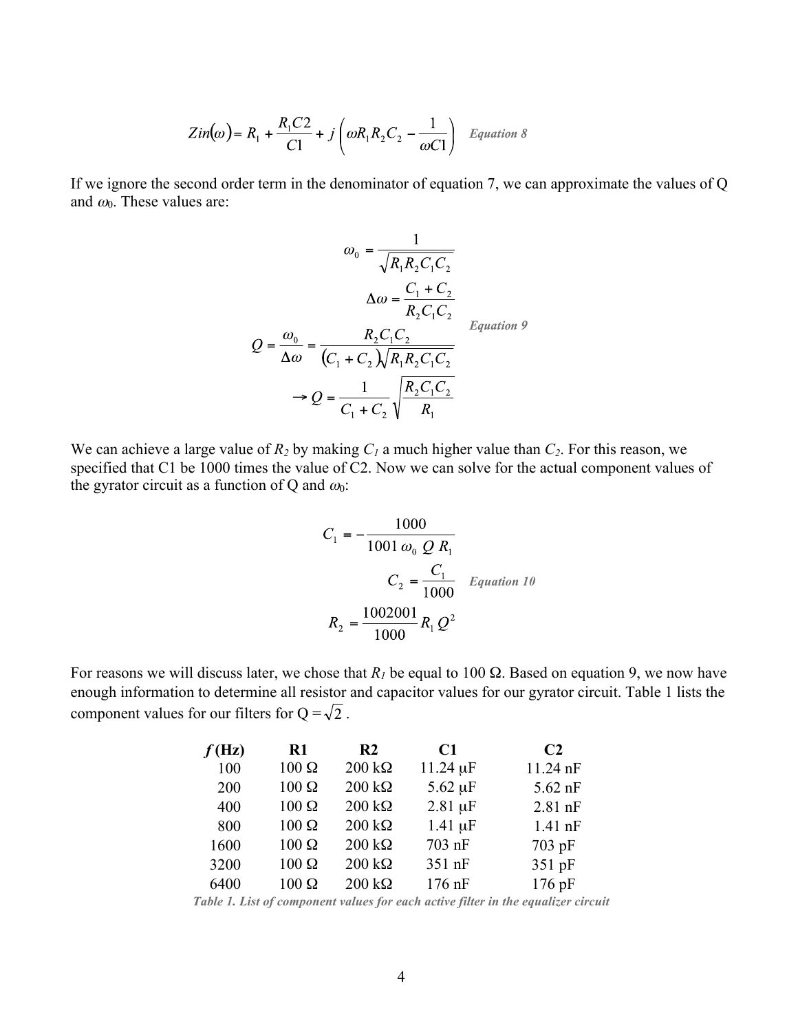$$Zin(\omega) = R_1 + \frac{R_1 C2}{C1} + j\left(\omega R_1 R_2 C_2 - \frac{1}{\omega C1}\right) \quad \textit{Equation 8}$$

If we ignore the second order term in the denominator of equation 7, we can approximate the values of Q and $\omega_0$. These values are:

$$\omega_0 = \frac{1}{\sqrt{R_1 R_2 C_1 C_2}}$$

$$\Delta\omega = \frac{C_1 + C_2}{R_2 C_1 C_2}$$

$$Q = \frac{\omega_0}{\Delta\omega} = \frac{R_2 C_1 C_2}{(C_1 + C_2)\sqrt{R_1 R_2 C_1 C_2}} \quad \textit{Equation 9}$$

$$\rightarrow Q = \frac{1}{C_1 + C_2}\sqrt{\frac{R_2 C_1 C_2}{R_1}}$$

We can achieve a large value of $R_2$ by making $C_1$ a much higher value than $C_2$. For this reason, we specified that C1 be 1000 times the value of C2. Now we can solve for the actual component values of the gyrator circuit as a function of Q and $\omega_0$:

$$C_1 = -\frac{1000}{1001\,\omega_0\,Q\,R_1}$$

$$C_2 = \frac{C_1}{1000} \quad \textit{Equation 10}$$

$$R_2 = \frac{1002001}{1000} R_1 Q^2$$

For reasons we will discuss later, we chose that $R_1$ be equal to 100 Ω. Based on equation 9, we now have enough information to determine all resistor and capacitor values for our gyrator circuit. Table 1 lists the component values for our filters for $Q = \sqrt{2}$.

| *f* (Hz) | R1 | R2 | C1 | C2 |
|---|---|---|---|---|
| 100 | 100 Ω | 200 kΩ | 11.24 μF | 11.24 nF |
| 200 | 100 Ω | 200 kΩ | 5.62 μF | 5.62 nF |
| 400 | 100 Ω | 200 kΩ | 2.81 μF | 2.81 nF |
| 800 | 100 Ω | 200 kΩ | 1.41 μF | 1.41 nF |
| 1600 | 100 Ω | 200 kΩ | 703 nF | 703 pF |
| 3200 | 100 Ω | 200 kΩ | 351 nF | 351 pF |
| 6400 | 100 Ω | 200 kΩ | 176 nF | 176 pF |

*Table 1. List of component values for each active filter in the equalizer circuit*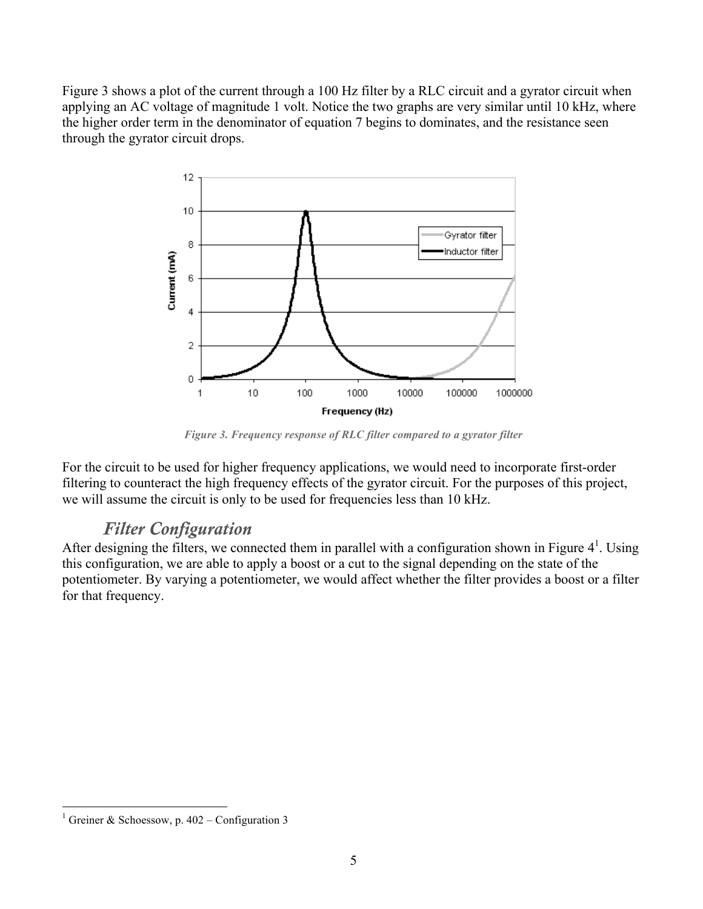Figure 3 shows a plot of the current through a 100 Hz filter by a RLC circuit and a gyrator circuit when applying an AC voltage of magnitude 1 volt. Notice the two graphs are very similar until 10 kHz, where the higher order term in the denominator of equation 7 begins to dominates, and the resistance seen through the gyrator circuit drops.

*Figure 3. Frequency response of RLC filter compared to a gyrator filter*

For the circuit to be used for higher frequency applications, we would need to incorporate first-order filtering to counteract the high frequency effects of the gyrator circuit. For the purposes of this project, we will assume the circuit is only to be used for frequencies less than 10 kHz.

## *Filter Configuration*

After designing the filters, we connected them in parallel with a configuration shown in Figure 4[1]. Using this configuration, we are able to apply a boost or a cut to the signal depending on the state of the potentiometer. By varying a potentiometer, we would affect whether the filter provides a boost or a filter for that frequency.

[1] Greiner & Schoessow, p. 402 – Configuration 3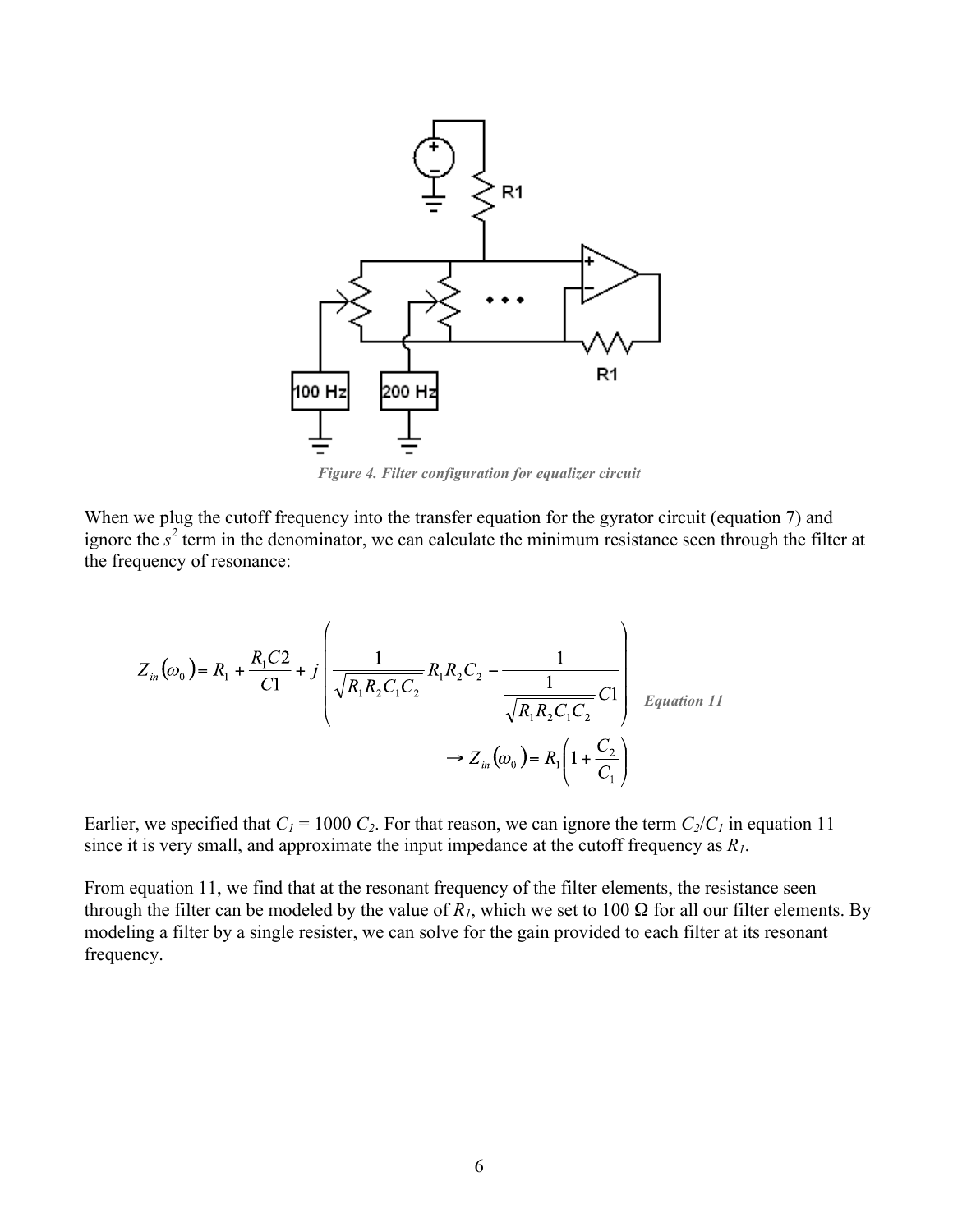Figure 4. Filter configuration for equalizer circuit

When we plug the cutoff frequency into the transfer equation for the gyrator circuit (equation 7) and ignore the $s^2$ term in the denominator, we can calculate the minimum resistance seen through the filter at the frequency of resonance:

$$Z_{in}(\omega_0) = R_1 + \frac{R_1 C2}{C1} + j\left(\frac{1}{\sqrt{R_1 R_2 C_1 C_2}} R_1 R_2 C_2 - \frac{1}{\frac{1}{\sqrt{R_1 R_2 C_1 C_2}} C1}\right) \quad \textit{Equation 11}$$

$$\rightarrow Z_{in}(\omega_0) = R_1\left(1 + \frac{C_2}{C_1}\right)$$

Earlier, we specified that $C_1 = 1000\,C_2$. For that reason, we can ignore the term $C_2/C_1$ in equation 11 since it is very small, and approximate the input impedance at the cutoff frequency as $R_1$.

From equation 11, we find that at the resonant frequency of the filter elements, the resistance seen through the filter can be modeled by the value of $R_1$, which we set to 100 Ω for all our filter elements. By modeling a filter by a single resister, we can solve for the gain provided to each filter at its resonant frequency.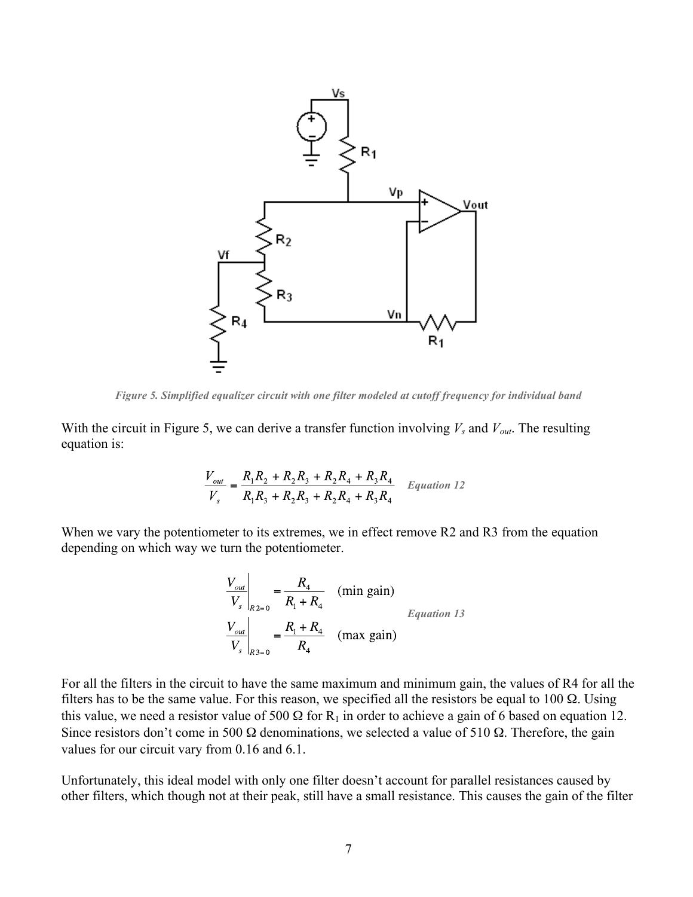*Figure 5. Simplified equalizer circuit with one filter modeled at cutoff frequency for individual band*

With the circuit in Figure 5, we can derive a transfer function involving $V_s$ and $V_{out}$. The resulting equation is:

$$\frac{V_{out}}{V_s} = \frac{R_1R_2 + R_2R_3 + R_2R_4 + R_3R_4}{R_1R_3 + R_2R_3 + R_2R_4 + R_3R_4} \quad \textit{Equation 12}$$

When we vary the potentiometer to its extremes, we in effect remove R2 and R3 from the equation depending on which way we turn the potentiometer.

$$\left.\frac{V_{out}}{V_s}\right|_{R2=0} = \frac{R_4}{R_1 + R_4} \quad \text{(min gain)}$$

$$\left.\frac{V_{out}}{V_s}\right|_{R3=0} = \frac{R_1 + R_4}{R_4} \quad \text{(max gain)} \qquad \textit{Equation 13}$$

For all the filters in the circuit to have the same maximum and minimum gain, the values of R4 for all the filters has to be the same value. For this reason, we specified all the resistors be equal to 100 Ω. Using this value, we need a resistor value of 500 Ω for $R_1$ in order to achieve a gain of 6 based on equation 12. Since resistors don't come in 500 Ω denominations, we selected a value of 510 Ω. Therefore, the gain values for our circuit vary from 0.16 and 6.1.

Unfortunately, this ideal model with only one filter doesn't account for parallel resistances caused by other filters, which though not at their peak, still have a small resistance. This causes the gain of the filter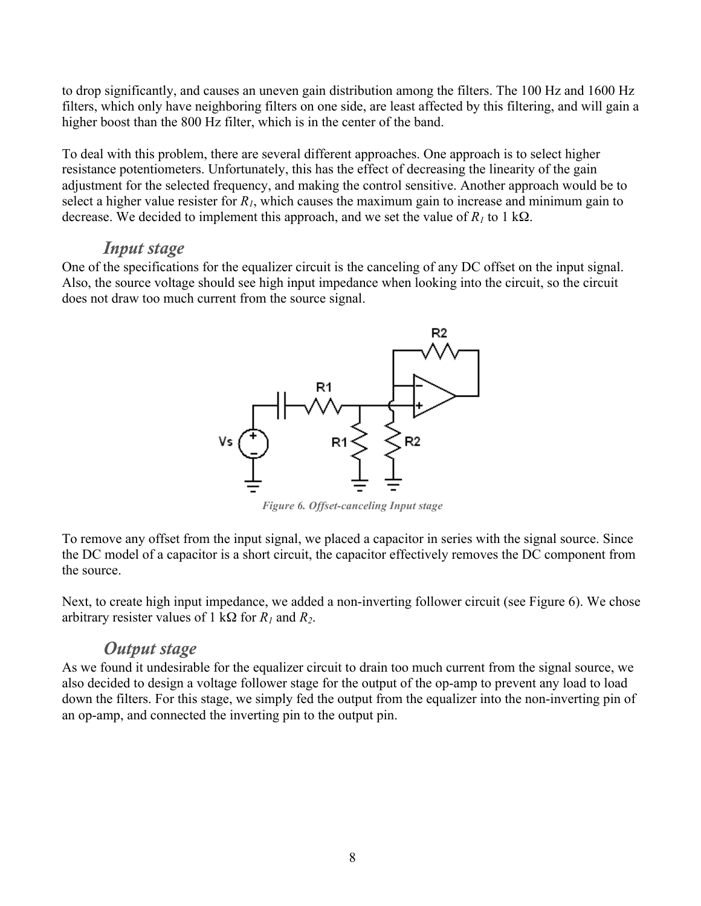to drop significantly, and causes an uneven gain distribution among the filters. The 100 Hz and 1600 Hz filters, which only have neighboring filters on one side, are least affected by this filtering, and will gain a higher boost than the 800 Hz filter, which is in the center of the band.

To deal with this problem, there are several different approaches. One approach is to select higher resistance potentiometers. Unfortunately, this has the effect of decreasing the linearity of the gain adjustment for the selected frequency, and making the control sensitive. Another approach would be to select a higher value resister for $R_1$, which causes the maximum gain to increase and minimum gain to decrease. We decided to implement this approach, and we set the value of $R_1$ to 1 kΩ.

### *Input stage*

One of the specifications for the equalizer circuit is the canceling of any DC offset on the input signal. Also, the source voltage should see high input impedance when looking into the circuit, so the circuit does not draw too much current from the source signal.

*Figure 6. Offset-canceling Input stage*

To remove any offset from the input signal, we placed a capacitor in series with the signal source. Since the DC model of a capacitor is a short circuit, the capacitor effectively removes the DC component from the source.

Next, to create high input impedance, we added a non-inverting follower circuit (see Figure 6). We chose arbitrary resister values of 1 kΩ for $R_1$ and $R_2$.

### *Output stage*

As we found it undesirable for the equalizer circuit to drain too much current from the signal source, we also decided to design a voltage follower stage for the output of the op-amp to prevent any load to load down the filters. For this stage, we simply fed the output from the equalizer into the non-inverting pin of an op-amp, and connected the inverting pin to the output pin.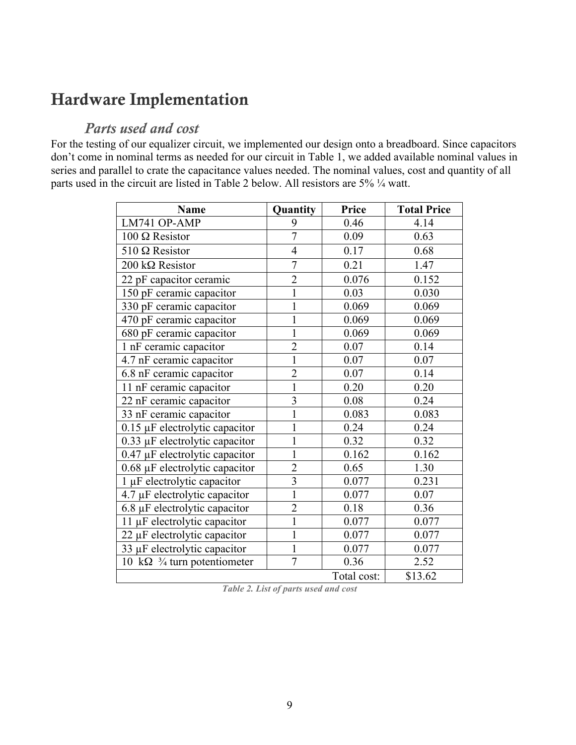# Hardware Implementation

## *Parts used and cost*

For the testing of our equalizer circuit, we implemented our design onto a breadboard. Since capacitors don't come in nominal terms as needed for our circuit in Table 1, we added available nominal values in series and parallel to crate the capacitance values needed. The nominal values, cost and quantity of all parts used in the circuit are listed in Table 2 below. All resistors are 5% ¼ watt.

| Name | Quantity | Price | Total Price |
|---|---|---|---|
| LM741 OP-AMP | 9 | 0.46 | 4.14 |
| 100 Ω Resistor | 7 | 0.09 | 0.63 |
| 510 Ω Resistor | 4 | 0.17 | 0.68 |
| 200 kΩ Resistor | 7 | 0.21 | 1.47 |
| 22 pF capacitor ceramic | 2 | 0.076 | 0.152 |
| 150 pF ceramic capacitor | 1 | 0.03 | 0.030 |
| 330 pF ceramic capacitor | 1 | 0.069 | 0.069 |
| 470 pF ceramic capacitor | 1 | 0.069 | 0.069 |
| 680 pF ceramic capacitor | 1 | 0.069 | 0.069 |
| 1 nF ceramic capacitor | 2 | 0.07 | 0.14 |
| 4.7 nF ceramic capacitor | 1 | 0.07 | 0.07 |
| 6.8 nF ceramic capacitor | 2 | 0.07 | 0.14 |
| 11 nF ceramic capacitor | 1 | 0.20 | 0.20 |
| 22 nF ceramic capacitor | 3 | 0.08 | 0.24 |
| 33 nF ceramic capacitor | 1 | 0.083 | 0.083 |
| 0.15 µF electrolytic capacitor | 1 | 0.24 | 0.24 |
| 0.33 µF electrolytic capacitor | 1 | 0.32 | 0.32 |
| 0.47 µF electrolytic capacitor | 1 | 0.162 | 0.162 |
| 0.68 µF electrolytic capacitor | 2 | 0.65 | 1.30 |
| 1 µF electrolytic capacitor | 3 | 0.077 | 0.231 |
| 4.7 µF electrolytic capacitor | 1 | 0.077 | 0.07 |
| 6.8 µF electrolytic capacitor | 2 | 0.18 | 0.36 |
| 11 µF electrolytic capacitor | 1 | 0.077 | 0.077 |
| 22 µF electrolytic capacitor | 1 | 0.077 | 0.077 |
| 33 µF electrolytic capacitor | 1 | 0.077 | 0.077 |
| 10 kΩ ¾ turn potentiometer | 7 | 0.36 | 2.52 |
| | | Total cost: | $13.62 |

*Table 2. List of parts used and cost*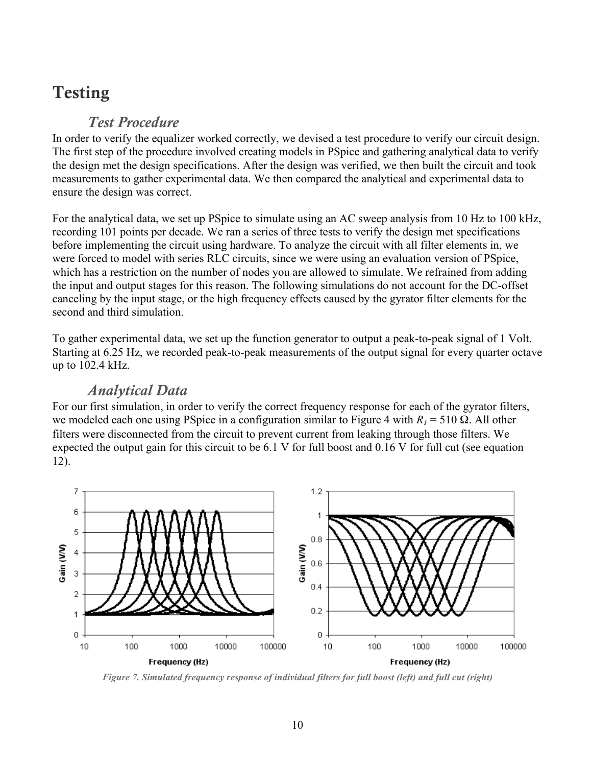# Testing

## *Test Procedure*

In order to verify the equalizer worked correctly, we devised a test procedure to verify our circuit design. The first step of the procedure involved creating models in PSpice and gathering analytical data to verify the design met the design specifications. After the design was verified, we then built the circuit and took measurements to gather experimental data. We then compared the analytical and experimental data to ensure the design was correct.

For the analytical data, we set up PSpice to simulate using an AC sweep analysis from 10 Hz to 100 kHz, recording 101 points per decade. We ran a series of three tests to verify the design met specifications before implementing the circuit using hardware. To analyze the circuit with all filter elements in, we were forced to model with series RLC circuits, since we were using an evaluation version of PSpice, which has a restriction on the number of nodes you are allowed to simulate. We refrained from adding the input and output stages for this reason. The following simulations do not account for the DC-offset canceling by the input stage, or the high frequency effects caused by the gyrator filter elements for the second and third simulation.

To gather experimental data, we set up the function generator to output a peak-to-peak signal of 1 Volt. Starting at 6.25 Hz, we recorded peak-to-peak measurements of the output signal for every quarter octave up to 102.4 kHz.

## *Analytical Data*

For our first simulation, in order to verify the correct frequency response for each of the gyrator filters, we modeled each one using PSpice in a configuration similar to Figure 4 with $R_1$ = 510 Ω. All other filters were disconnected from the circuit to prevent current from leaking through those filters. We expected the output gain for this circuit to be 6.1 V for full boost and 0.16 V for full cut (see equation 12).

*Figure 7. Simulated frequency response of individual filters for full boost (left) and full cut (right)*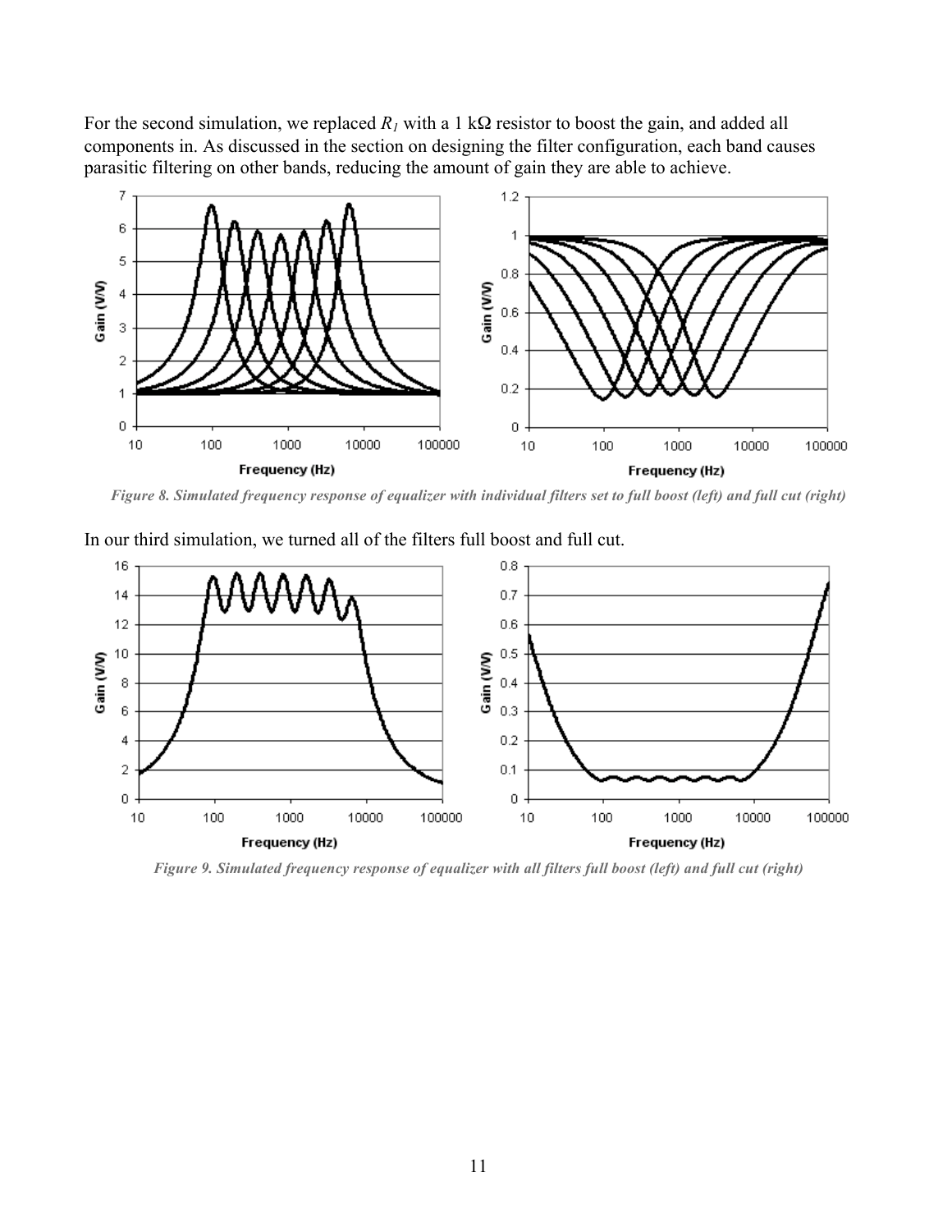For the second simulation, we replaced $R_1$ with a 1 kΩ resistor to boost the gain, and added all components in. As discussed in the section on designing the filter configuration, each band causes parasitic filtering on other bands, reducing the amount of gain they are able to achieve.

*Figure 8. Simulated frequency response of equalizer with individual filters set to full boost (left) and full cut (right)*

In our third simulation, we turned all of the filters full boost and full cut.

*Figure 9. Simulated frequency response of equalizer with all filters full boost (left) and full cut (right)*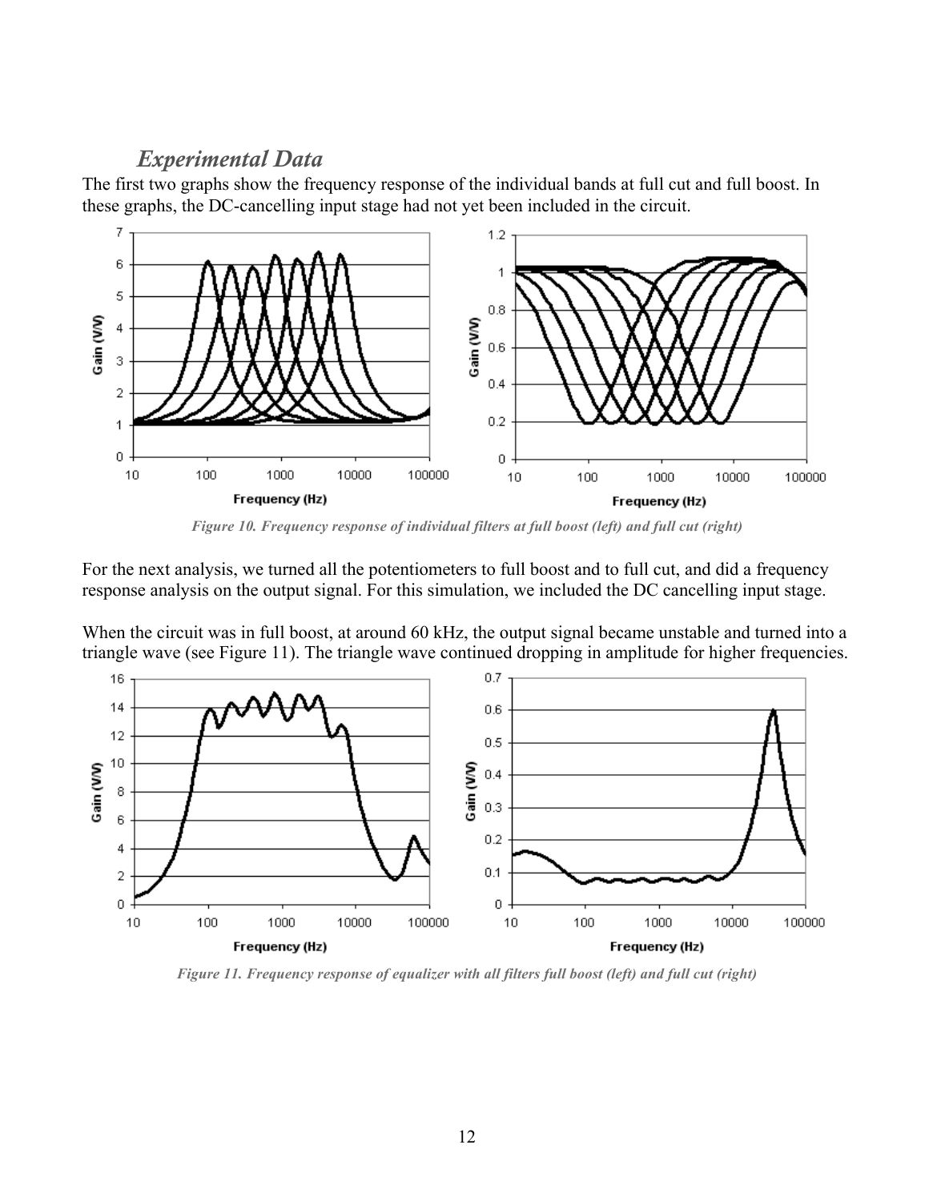### *Experimental Data*

The first two graphs show the frequency response of the individual bands at full cut and full boost. In these graphs, the DC-cancelling input stage had not yet been included in the circuit.

*Figure 10. Frequency response of individual filters at full boost (left) and full cut (right)*

For the next analysis, we turned all the potentiometers to full boost and to full cut, and did a frequency response analysis on the output signal. For this simulation, we included the DC cancelling input stage.

When the circuit was in full boost, at around 60 kHz, the output signal became unstable and turned into a triangle wave (see Figure 11). The triangle wave continued dropping in amplitude for higher frequencies.

*Figure 11. Frequency response of equalizer with all filters full boost (left) and full cut (right)*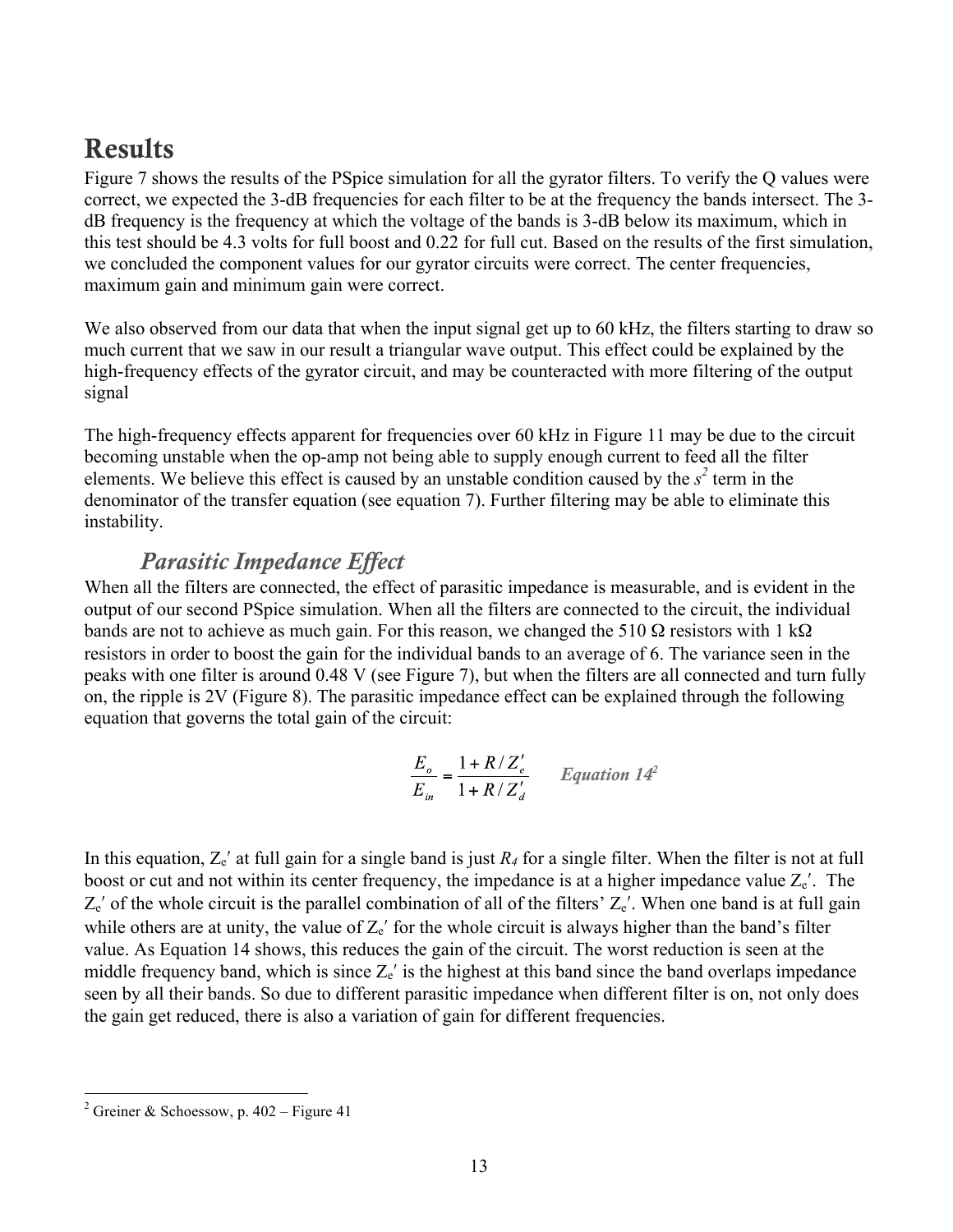# Results

Figure 7 shows the results of the PSpice simulation for all the gyrator filters. To verify the Q values were correct, we expected the 3-dB frequencies for each filter to be at the frequency the bands intersect. The 3-dB frequency is the frequency at which the voltage of the bands is 3-dB below its maximum, which in this test should be 4.3 volts for full boost and 0.22 for full cut. Based on the results of the first simulation, we concluded the component values for our gyrator circuits were correct. The center frequencies, maximum gain and minimum gain were correct.

We also observed from our data that when the input signal get up to 60 kHz, the filters starting to draw so much current that we saw in our result a triangular wave output. This effect could be explained by the high-frequency effects of the gyrator circuit, and may be counteracted with more filtering of the output signal

The high-frequency effects apparent for frequencies over 60 kHz in Figure 11 may be due to the circuit becoming unstable when the op-amp not being able to supply enough current to feed all the filter elements. We believe this effect is caused by an unstable condition caused by the $s^2$ term in the denominator of the transfer equation (see equation 7). Further filtering may be able to eliminate this instability.

## *Parasitic Impedance Effect*

When all the filters are connected, the effect of parasitic impedance is measurable, and is evident in the output of our second PSpice simulation. When all the filters are connected to the circuit, the individual bands are not to achieve as much gain. For this reason, we changed the 510 Ω resistors with 1 kΩ resistors in order to boost the gain for the individual bands to an average of 6. The variance seen in the peaks with one filter is around 0.48 V (see Figure 7), but when the filters are all connected and turn fully on, the ripple is 2V (Figure 8). The parasitic impedance effect can be explained through the following equation that governs the total gain of the circuit:

$$\frac{E_o}{E_{in}} = \frac{1 + R / Z_e'}{1 + R / Z_d'} \qquad \textit{Equation 14}^{[2]}$$

In this equation, $Z_e'$ at full gain for a single band is just $R_4$ for a single filter. When the filter is not at full boost or cut and not within its center frequency, the impedance is at a higher impedance value $Z_e'$. The $Z_e'$ of the whole circuit is the parallel combination of all of the filters' $Z_e'$. When one band is at full gain while others are at unity, the value of $Z_e'$ for the whole circuit is always higher than the band's filter value. As Equation 14 shows, this reduces the gain of the circuit. The worst reduction is seen at the middle frequency band, which is since $Z_e'$ is the highest at this band since the band overlaps impedance seen by all their bands. So due to different parasitic impedance when different filter is on, not only does the gain get reduced, there is also a variation of gain for different frequencies.

[2] Greiner & Schoessow, p. 402 – Figure 41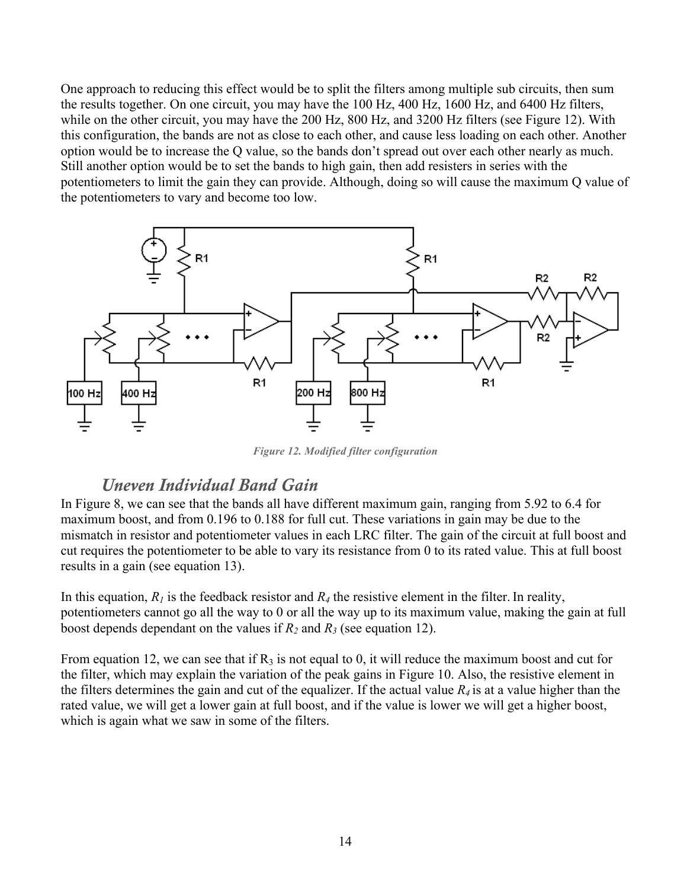One approach to reducing this effect would be to split the filters among multiple sub circuits, then sum the results together. On one circuit, you may have the 100 Hz, 400 Hz, 1600 Hz, and 6400 Hz filters, while on the other circuit, you may have the 200 Hz, 800 Hz, and 3200 Hz filters (see Figure 12). With this configuration, the bands are not as close to each other, and cause less loading on each other. Another option would be to increase the Q value, so the bands don't spread out over each other nearly as much. Still another option would be to set the bands to high gain, then add resisters in series with the potentiometers to limit the gain they can provide. Although, doing so will cause the maximum Q value of the potentiometers to vary and become too low.

*Figure 12. Modified filter configuration*

## *Uneven Individual Band Gain*

In Figure 8, we can see that the bands all have different maximum gain, ranging from 5.92 to 6.4 for maximum boost, and from 0.196 to 0.188 for full cut. These variations in gain may be due to the mismatch in resistor and potentiometer values in each LRC filter. The gain of the circuit at full boost and cut requires the potentiometer to be able to vary its resistance from 0 to its rated value. This at full boost results in a gain (see equation 13).

In this equation, $R_1$ is the feedback resistor and $R_4$ the resistive element in the filter. In reality, potentiometers cannot go all the way to 0 or all the way up to its maximum value, making the gain at full boost depends dependant on the values if $R_2$ and $R_3$ (see equation 12).

From equation 12, we can see that if $R_3$ is not equal to 0, it will reduce the maximum boost and cut for the filter, which may explain the variation of the peak gains in Figure 10. Also, the resistive element in the filters determines the gain and cut of the equalizer. If the actual value $R_4$ is at a value higher than the rated value, we will get a lower gain at full boost, and if the value is lower we will get a higher boost, which is again what we saw in some of the filters.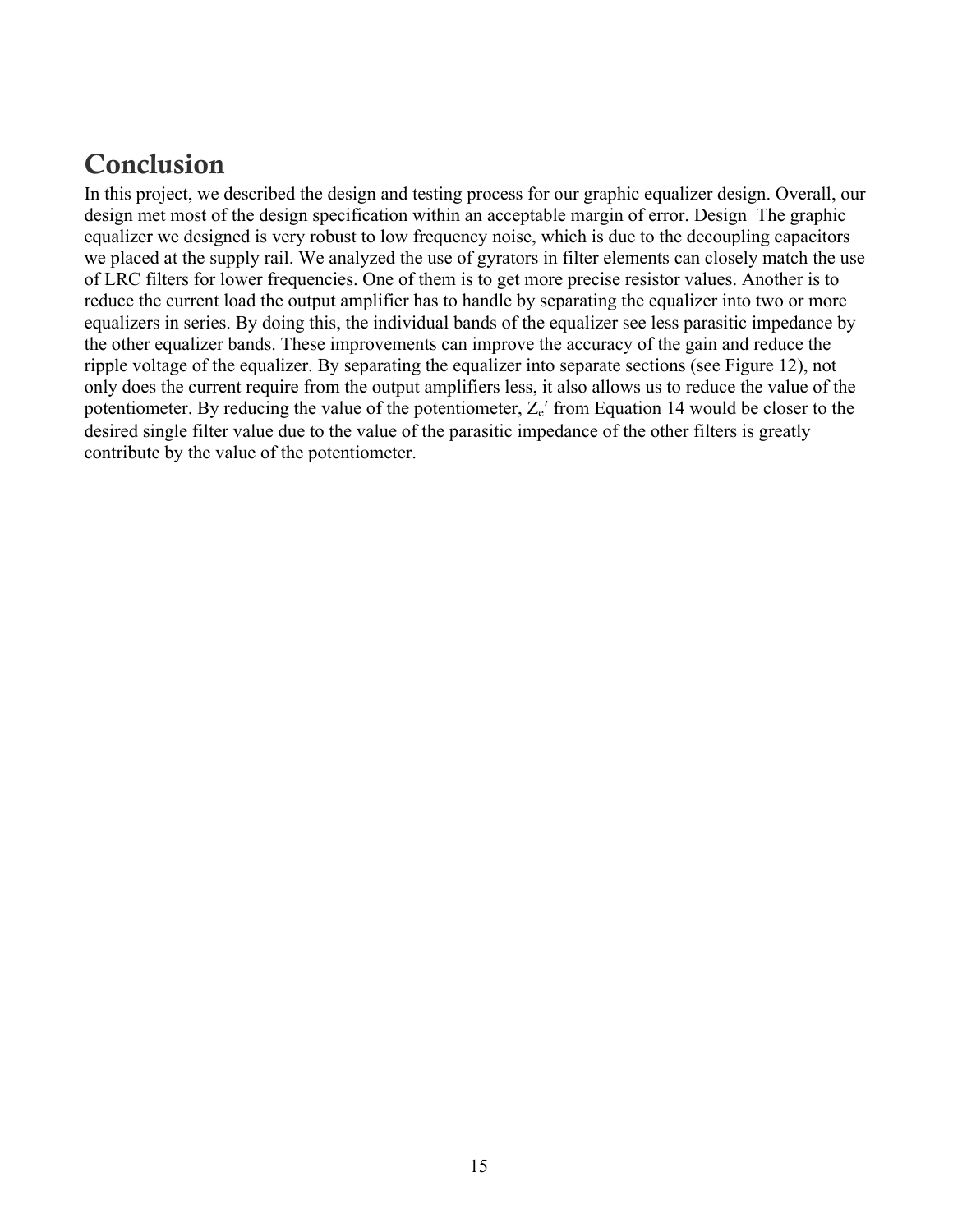# Conclusion

In this project, we described the design and testing process for our graphic equalizer design. Overall, our design met most of the design specification within an acceptable margin of error. Design The graphic equalizer we designed is very robust to low frequency noise, which is due to the decoupling capacitors we placed at the supply rail. We analyzed the use of gyrators in filter elements can closely match the use of LRC filters for lower frequencies. One of them is to get more precise resistor values. Another is to reduce the current load the output amplifier has to handle by separating the equalizer into two or more equalizers in series. By doing this, the individual bands of the equalizer see less parasitic impedance by the other equalizer bands. These improvements can improve the accuracy of the gain and reduce the ripple voltage of the equalizer. By separating the equalizer into separate sections (see Figure 12), not only does the current require from the output amplifiers less, it also allows us to reduce the value of the potentiometer. By reducing the value of the potentiometer, $Z_e'$ from Equation 14 would be closer to the desired single filter value due to the value of the parasitic impedance of the other filters is greatly contribute by the value of the potentiometer.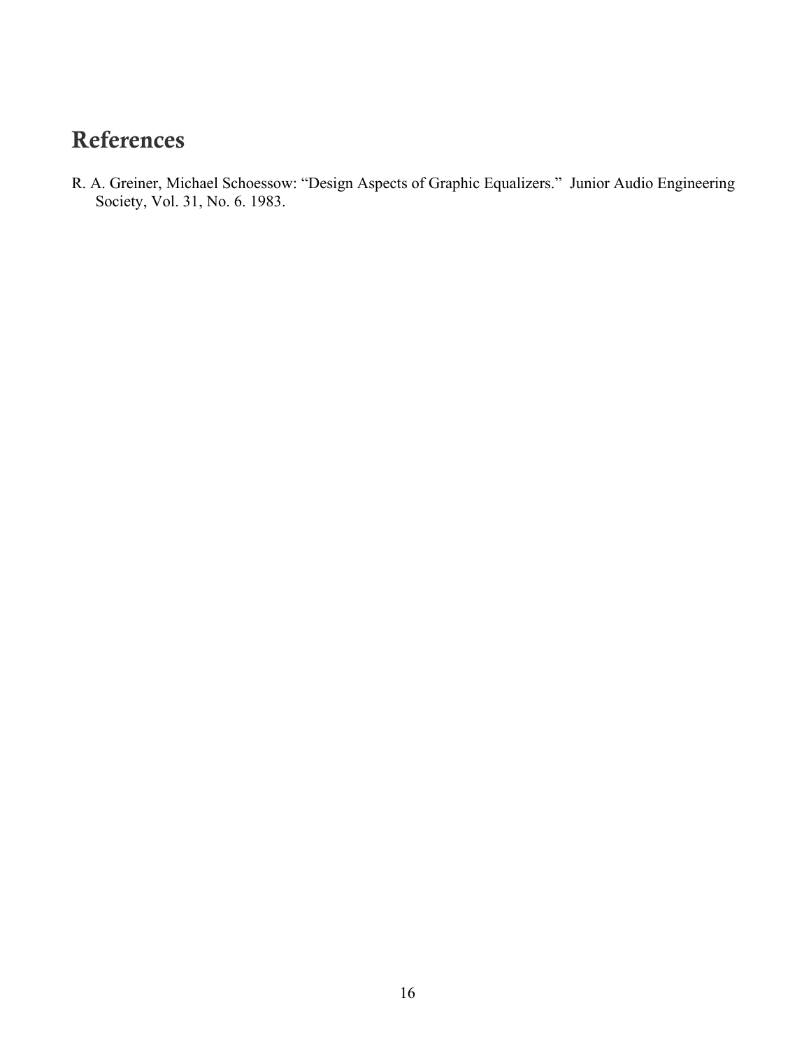# References

R. A. Greiner, Michael Schoessow: "Design Aspects of Graphic Equalizers." Junior Audio Engineering Society, Vol. 31, No. 6. 1983.